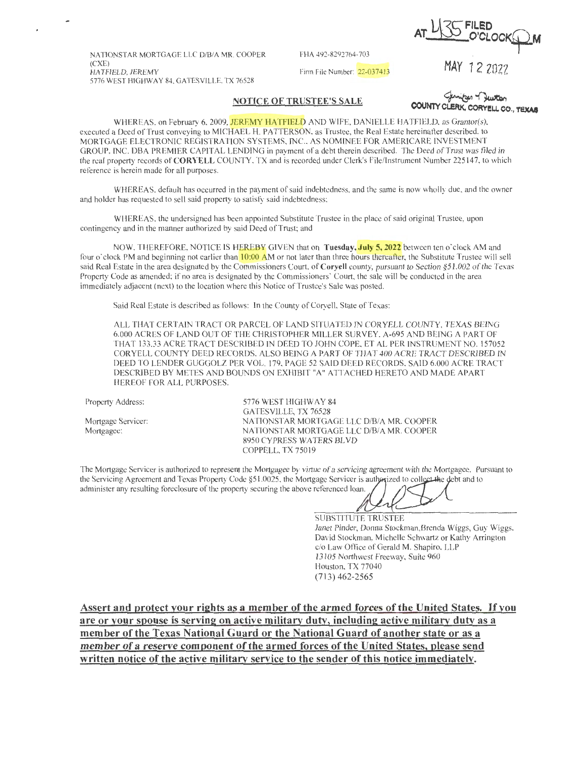FILED AT 4:35 O'CLOCK P M

MAY 12 2022

Jennifer Dutton
COUNTY CLERK, CORYELL CO., TEXAS

NATIONSTAR MORTGAGE LLC D/B/A MR. COOPER (CXE)
HATFIELD, JEREMY
5776 WEST HIGHWAY 84, GATESVILLE, TX 76528

FHA 492-8292764-703

Firm File Number: 22-037413

## NOTICE OF TRUSTEE'S SALE

WHEREAS, on February 6, 2009, JEREMY HATFIELD AND WIFE, DANIELLE HATFIELD, as Grantor(s), executed a Deed of Trust conveying to MICHAEL H. PATTERSON, as Trustee, the Real Estate hereinafter described, to MORTGAGE ELECTRONIC REGISTRATION SYSTEMS, INC., AS NOMINEE FOR AMERICARE INVESTMENT GROUP, INC. DBA PREMIER CAPITAL LENDING in payment of a debt therein described. The Deed of Trust was filed in the real property records of **CORYELL** COUNTY, TX and is recorded under Clerk's File/Instrument Number 225147, to which reference is herein made for all purposes.

WHEREAS, default has occurred in the payment of said indebtedness, and the same is now wholly due, and the owner and holder has requested to sell said property to satisfy said indebtedness;

WHEREAS, the undersigned has been appointed Substitute Trustee in the place of said original Trustee, upon contingency and in the manner authorized by said Deed of Trust; and

NOW, THEREFORE, NOTICE IS HEREBY GIVEN that on **Tuesday, July 5, 2022** between ten o'clock AM and four o'clock PM and beginning not earlier than 10:00 AM or not later than three hours thereafter, the Substitute Trustee will sell said Real Estate in the area designated by the Commissioners Court, of **Coryell** county, pursuant to Section §51.002 of the Texas Property Code as amended; if no area is designated by the Commissioners' Court, the sale will be conducted in the area immediately adjacent (next) to the location where this Notice of Trustee's Sale was posted.

Said Real Estate is described as follows: In the County of Coryell, State of Texas:

ALL THAT CERTAIN TRACT OR PARCEL OF LAND SITUATED IN CORYELL COUNTY, TEXAS BEING 6.000 ACRES OF LAND OUT OF THE CHRISTOPHER MILLER SURVEY, A-695 AND BEING A PART OF THAT 133.33 ACRE TRACT DESCRIBED IN DEED TO JOHN COPE, ET AL PER INSTRUMENT NO. 157052 CORYELL COUNTY DEED RECORDS. ALSO BEING A PART OF THAT 400 ACRE TRACT DESCRIBED IN DEED TO LENDER GUGGOLZ PER VOL. 179, PAGE 52 SAID DEED RECORDS. SAID 6.000 ACRE TRACT DESCRIBED BY METES AND BOUNDS ON EXHIBIT "A" ATTACHED HERETO AND MADE APART HEREOF FOR ALL PURPOSES.

Property Address: 5776 WEST HIGHWAY 84
GATESVILLE, TX 76528

Mortgage Servicer: NATIONSTAR MORTGAGE LLC D/B/A MR. COOPER

Mortgagee: NATIONSTAR MORTGAGE LLC D/B/A MR. COOPER
8950 CYPRESS WATERS BLVD
COPPELL, TX 75019

The Mortgage Servicer is authorized to represent the Mortgagee by virtue of a servicing agreement with the Mortgagee. Pursuant to the Servicing Agreement and Texas Property Code §51.0025, the Mortgage Servicer is authorized to collect the debt and to administer any resulting foreclosure of the property securing the above referenced loan.

SUBSTITUTE TRUSTEE
Janet Pinder, Donna Stockman,Brenda Wiggs, Guy Wiggs, David Stockman, Michelle Schwartz or Kathy Arrington
c/o Law Office of Gerald M. Shapiro, LLP
13105 Northwest Freeway, Suite 960
Houston, TX 77040
(713) 462-2565

**Assert and protect your rights as a member of the armed forces of the United States. If you are or your spouse is serving on active military duty, including active military duty as a member of the Texas National Guard or the National Guard of another state or as a member of a reserve component of the armed forces of the United States, please send written notice of the active military service to the sender of this notice immediately.**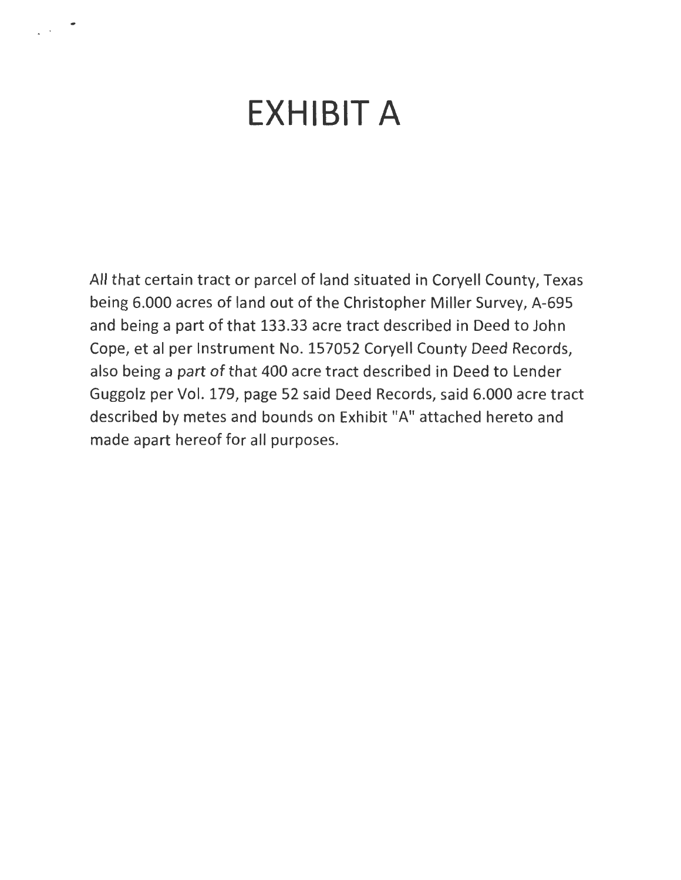# EXHIBIT A

All that certain tract or parcel of land situated in Coryell County, Texas being 6.000 acres of land out of the Christopher Miller Survey, A-695 and being a part of that 133.33 acre tract described in Deed to John Cope, et al per Instrument No. 157052 Coryell County Deed Records, also being a part of that 400 acre tract described in Deed to Lender Guggolz per Vol. 179, page 52 said Deed Records, said 6.000 acre tract described by metes and bounds on Exhibit "A" attached hereto and made apart hereof for all purposes.